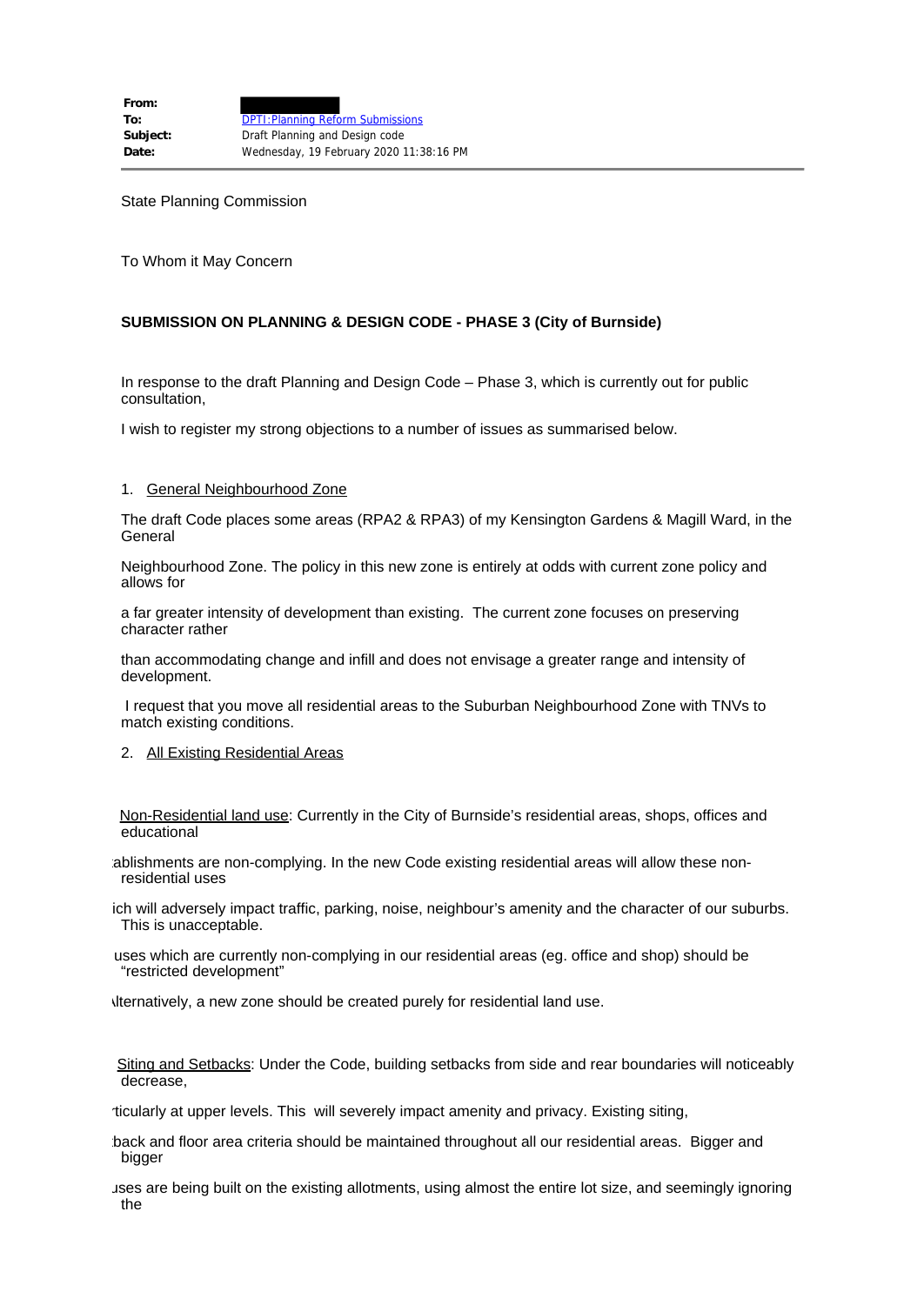| | |
|---|---|
| **From:** | |
| **To:** | DPTI:Planning Reform Submissions |
| **Subject:** | Draft Planning and Design code |
| **Date:** | Wednesday, 19 February 2020 11:38:16 PM |

State Planning Commission

To Whom it May Concern

**SUBMISSION ON PLANNING & DESIGN CODE - PHASE 3 (City of Burnside)**

In response to the draft Planning and Design Code – Phase 3, which is currently out for public consultation,

I wish to register my strong objections to a number of issues as summarised below.

1. General Neighbourhood Zone

The draft Code places some areas (RPA2 & RPA3) of my Kensington Gardens & Magill Ward, in the General

Neighbourhood Zone. The policy in this new zone is entirely at odds with current zone policy and allows for

a far greater intensity of development than existing. The current zone focuses on preserving character rather

than accommodating change and infill and does not envisage a greater range and intensity of development.

I request that you move all residential areas to the Suburban Neighbourhood Zone with TNVs to match existing conditions.

2. All Existing Residential Areas

Non-Residential land use: Currently in the City of Burnside's residential areas, shops, offices and educational

ablishments are non-complying. In the new Code existing residential areas will allow these non-residential uses

ich will adversely impact traffic, parking, noise, neighbour's amenity and the character of our suburbs. This is unacceptable.

uses which are currently non-complying in our residential areas (eg. office and shop) should be "restricted development"

lternatively, a new zone should be created purely for residential land use.

Siting and Setbacks: Under the Code, building setbacks from side and rear boundaries will noticeably decrease,

ticularly at upper levels. This will severely impact amenity and privacy. Existing siting,

back and floor area criteria should be maintained throughout all our residential areas. Bigger and bigger

uses are being built on the existing allotments, using almost the entire lot size, and seemingly ignoring the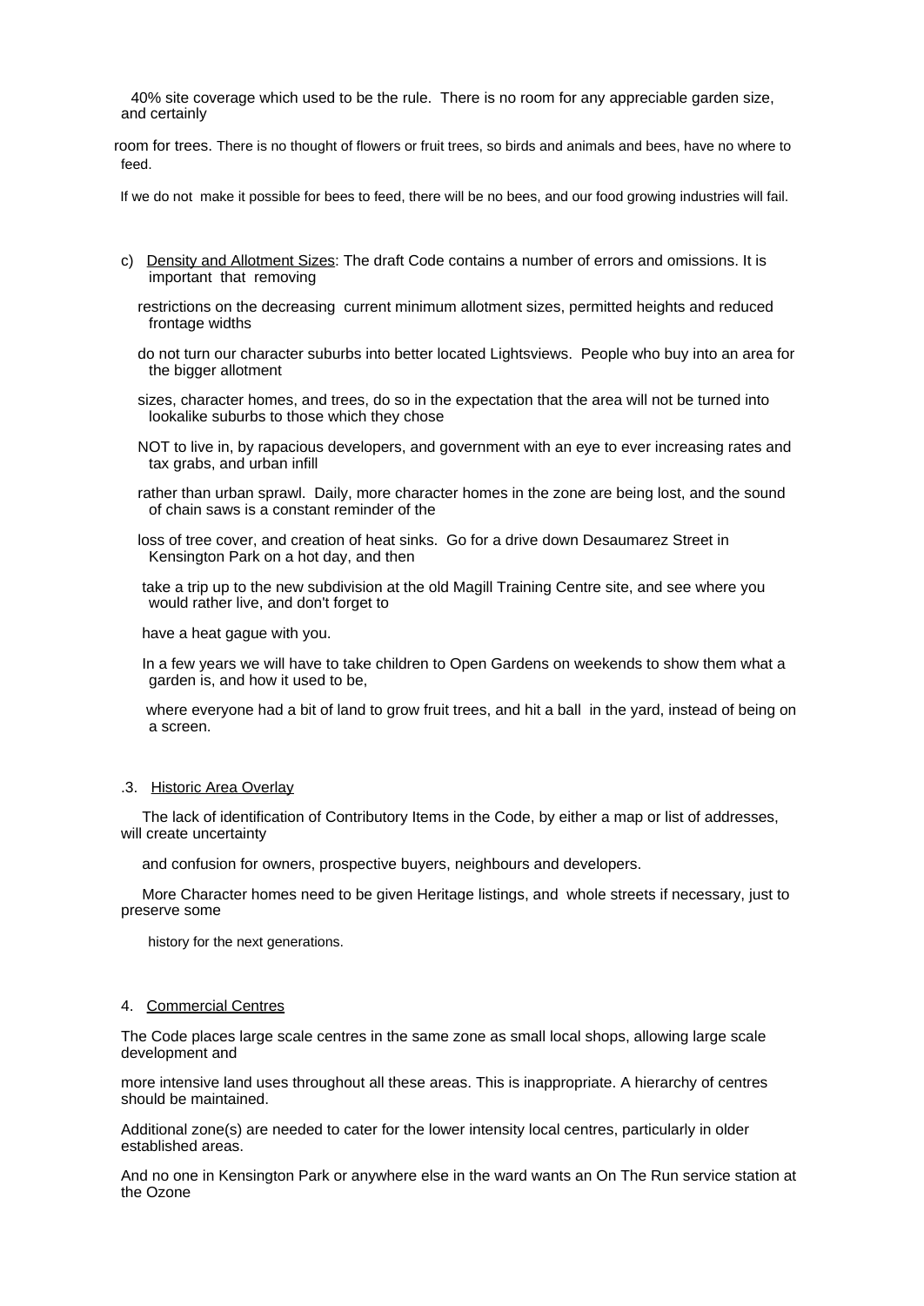40% site coverage which used to be the rule. There is no room for any appreciable garden size, and certainly

room for trees. There is no thought of flowers or fruit trees, so birds and animals and bees, have no where to feed.

If we do not make it possible for bees to feed, there will be no bees, and our food growing industries will fail.

c) Density and Allotment Sizes: The draft Code contains a number of errors and omissions. It is important that removing

restrictions on the decreasing current minimum allotment sizes, permitted heights and reduced frontage widths

do not turn our character suburbs into better located Lightsviews. People who buy into an area for the bigger allotment

sizes, character homes, and trees, do so in the expectation that the area will not be turned into lookalike suburbs to those which they chose

NOT to live in, by rapacious developers, and government with an eye to ever increasing rates and tax grabs, and urban infill

rather than urban sprawl. Daily, more character homes in the zone are being lost, and the sound of chain saws is a constant reminder of the

loss of tree cover, and creation of heat sinks. Go for a drive down Desaumarez Street in Kensington Park on a hot day, and then

take a trip up to the new subdivision at the old Magill Training Centre site, and see where you would rather live, and don't forget to

have a heat gague with you.

In a few years we will have to take children to Open Gardens on weekends to show them what a garden is, and how it used to be,

where everyone had a bit of land to grow fruit trees, and hit a ball in the yard, instead of being on a screen.

.3. Historic Area Overlay

The lack of identification of Contributory Items in the Code, by either a map or list of addresses, will create uncertainty

and confusion for owners, prospective buyers, neighbours and developers.

More Character homes need to be given Heritage listings, and whole streets if necessary, just to preserve some

history for the next generations.

4. Commercial Centres

The Code places large scale centres in the same zone as small local shops, allowing large scale development and

more intensive land uses throughout all these areas. This is inappropriate. A hierarchy of centres should be maintained.

Additional zone(s) are needed to cater for the lower intensity local centres, particularly in older established areas.

And no one in Kensington Park or anywhere else in the ward wants an On The Run service station at the Ozone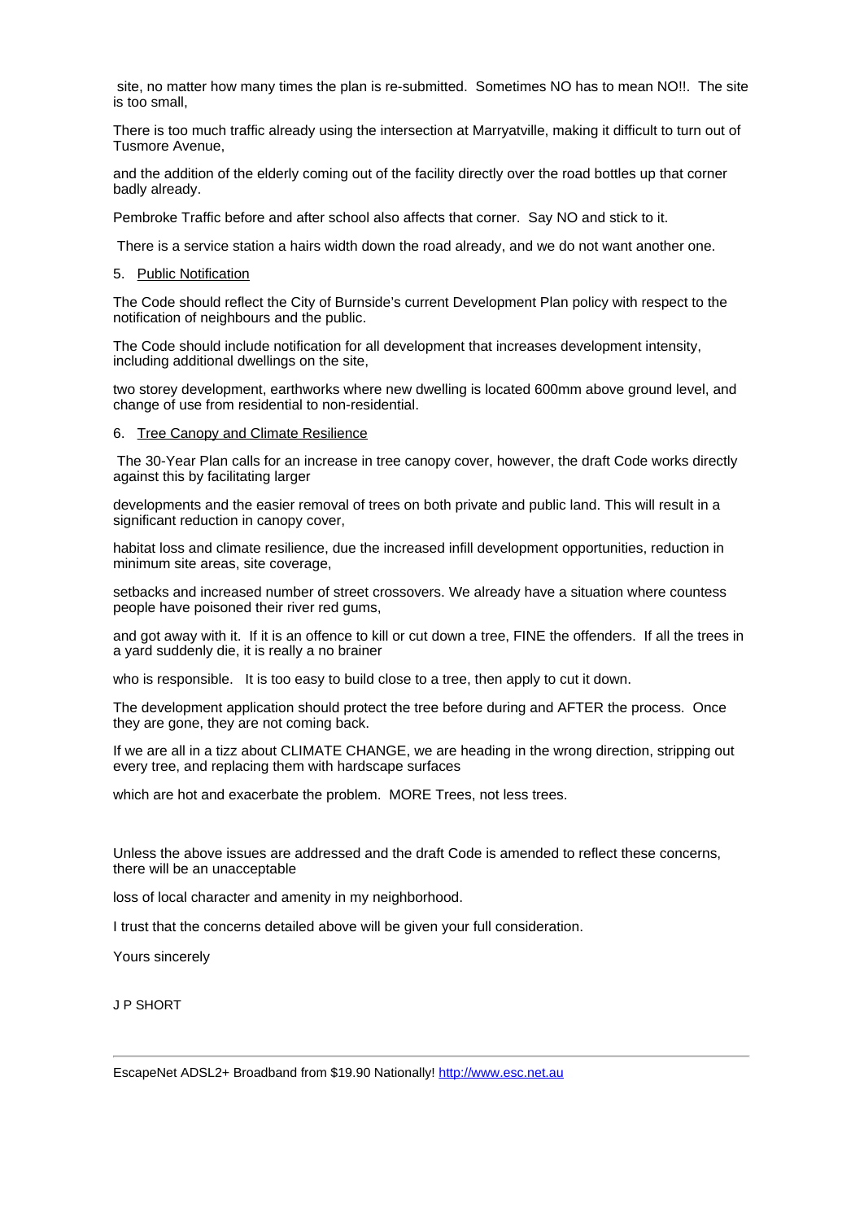site, no matter how many times the plan is re-submitted. Sometimes NO has to mean NO!!. The site is too small,

There is too much traffic already using the intersection at Marryatville, making it difficult to turn out of Tusmore Avenue,

and the addition of the elderly coming out of the facility directly over the road bottles up that corner badly already.

Pembroke Traffic before and after school also affects that corner. Say NO and stick to it.

There is a service station a hairs width down the road already, and we do not want another one.

5. Public Notification

The Code should reflect the City of Burnside's current Development Plan policy with respect to the notification of neighbours and the public.

The Code should include notification for all development that increases development intensity, including additional dwellings on the site,

two storey development, earthworks where new dwelling is located 600mm above ground level, and change of use from residential to non-residential.

6. Tree Canopy and Climate Resilience

The 30-Year Plan calls for an increase in tree canopy cover, however, the draft Code works directly against this by facilitating larger

developments and the easier removal of trees on both private and public land. This will result in a significant reduction in canopy cover,

habitat loss and climate resilience, due the increased infill development opportunities, reduction in minimum site areas, site coverage,

setbacks and increased number of street crossovers. We already have a situation where countess people have poisoned their river red gums,

and got away with it. If it is an offence to kill or cut down a tree, FINE the offenders. If all the trees in a yard suddenly die, it is really a no brainer

who is responsible. It is too easy to build close to a tree, then apply to cut it down.

The development application should protect the tree before during and AFTER the process. Once they are gone, they are not coming back.

If we are all in a tizz about CLIMATE CHANGE, we are heading in the wrong direction, stripping out every tree, and replacing them with hardscape surfaces

which are hot and exacerbate the problem. MORE Trees, not less trees.

Unless the above issues are addressed and the draft Code is amended to reflect these concerns, there will be an unacceptable

loss of local character and amenity in my neighborhood.

I trust that the concerns detailed above will be given your full consideration.

Yours sincerely

J P SHORT

---

EscapeNet ADSL2+ Broadband from $19.90 Nationally! http://www.esc.net.au